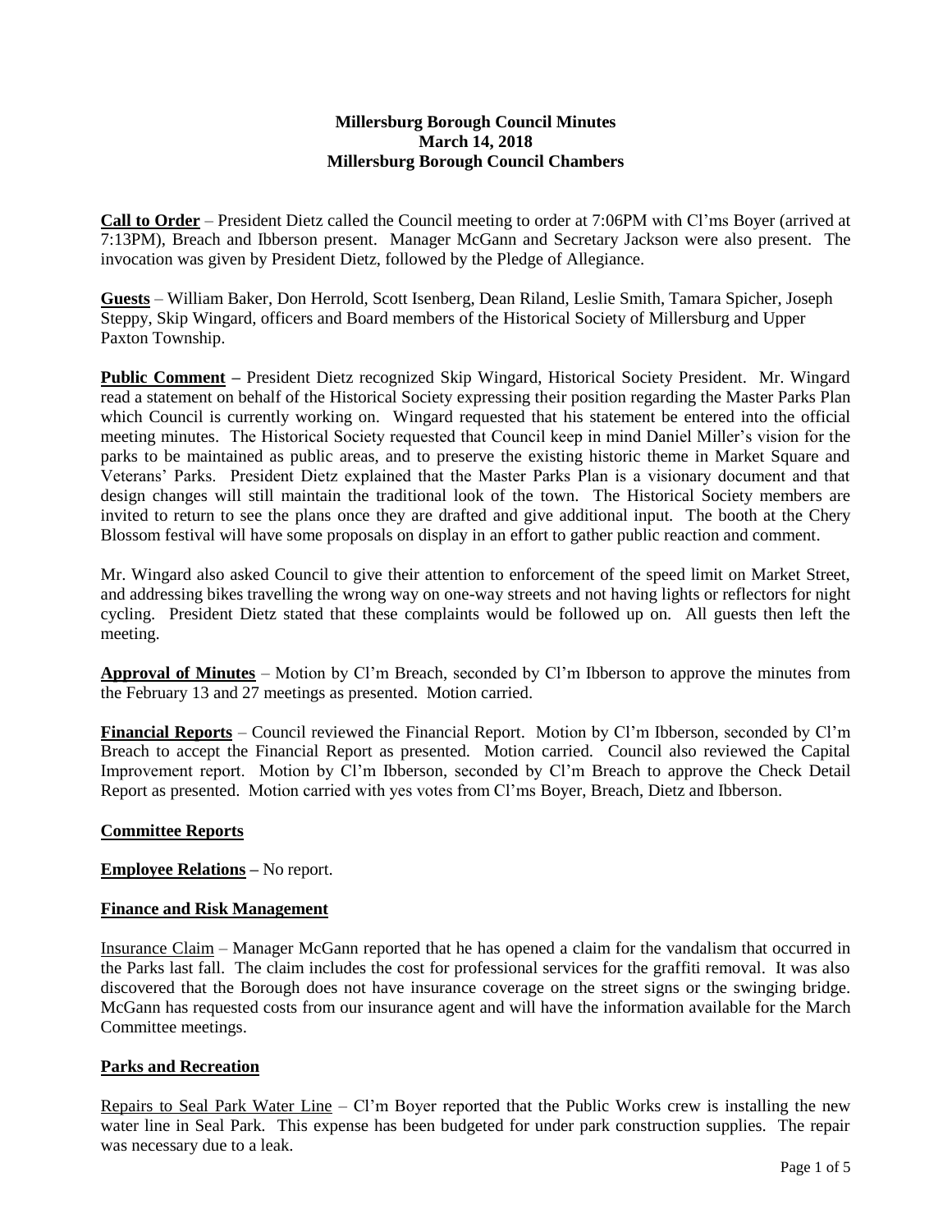**Millersburg Borough Council Minutes**
**March 14, 2018**
**Millersburg Borough Council Chambers**

**Call to Order** – President Dietz called the Council meeting to order at 7:06PM with Cl'ms Boyer (arrived at 7:13PM), Breach and Ibberson present. Manager McGann and Secretary Jackson were also present. The invocation was given by President Dietz, followed by the Pledge of Allegiance.

**Guests** – William Baker, Don Herrold, Scott Isenberg, Dean Riland, Leslie Smith, Tamara Spicher, Joseph Steppy, Skip Wingard, officers and Board members of the Historical Society of Millersburg and Upper Paxton Township.

**Public Comment** – President Dietz recognized Skip Wingard, Historical Society President. Mr. Wingard read a statement on behalf of the Historical Society expressing their position regarding the Master Parks Plan which Council is currently working on. Wingard requested that his statement be entered into the official meeting minutes. The Historical Society requested that Council keep in mind Daniel Miller's vision for the parks to be maintained as public areas, and to preserve the existing historic theme in Market Square and Veterans' Parks. President Dietz explained that the Master Parks Plan is a visionary document and that design changes will still maintain the traditional look of the town. The Historical Society members are invited to return to see the plans once they are drafted and give additional input. The booth at the Chery Blossom festival will have some proposals on display in an effort to gather public reaction and comment.

Mr. Wingard also asked Council to give their attention to enforcement of the speed limit on Market Street, and addressing bikes travelling the wrong way on one-way streets and not having lights or reflectors for night cycling. President Dietz stated that these complaints would be followed up on. All guests then left the meeting.

**Approval of Minutes** – Motion by Cl'm Breach, seconded by Cl'm Ibberson to approve the minutes from the February 13 and 27 meetings as presented. Motion carried.

**Financial Reports** – Council reviewed the Financial Report. Motion by Cl'm Ibberson, seconded by Cl'm Breach to accept the Financial Report as presented. Motion carried. Council also reviewed the Capital Improvement report. Motion by Cl'm Ibberson, seconded by Cl'm Breach to approve the Check Detail Report as presented. Motion carried with yes votes from Cl'ms Boyer, Breach, Dietz and Ibberson.

**Committee Reports**

**Employee Relations** – No report.

**Finance and Risk Management**

Insurance Claim – Manager McGann reported that he has opened a claim for the vandalism that occurred in the Parks last fall. The claim includes the cost for professional services for the graffiti removal. It was also discovered that the Borough does not have insurance coverage on the street signs or the swinging bridge. McGann has requested costs from our insurance agent and will have the information available for the March Committee meetings.

**Parks and Recreation**

Repairs to Seal Park Water Line – Cl'm Boyer reported that the Public Works crew is installing the new water line in Seal Park. This expense has been budgeted for under park construction supplies. The repair was necessary due to a leak.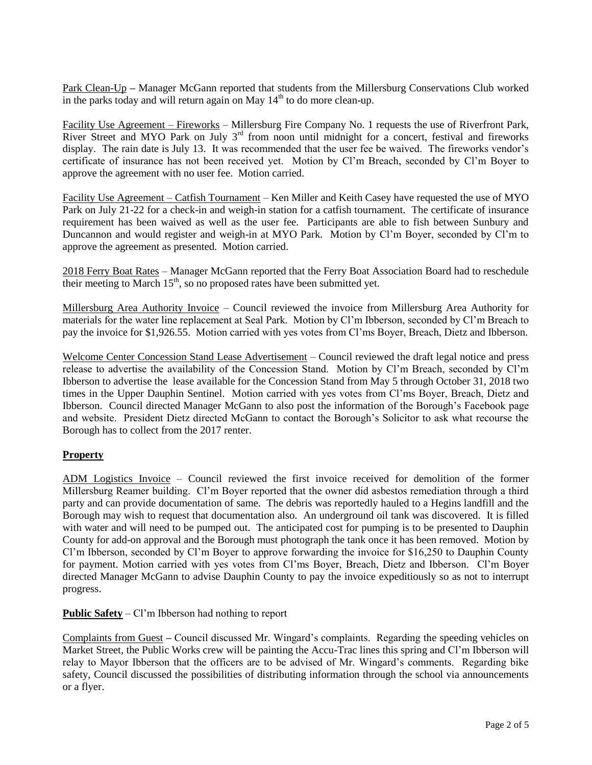Park Clean-Up – Manager McGann reported that students from the Millersburg Conservations Club worked in the parks today and will return again on May 14th to do more clean-up.

Facility Use Agreement – Fireworks – Millersburg Fire Company No. 1 requests the use of Riverfront Park, River Street and MYO Park on July 3rd from noon until midnight for a concert, festival and fireworks display. The rain date is July 13. It was recommended that the user fee be waived. The fireworks vendor's certificate of insurance has not been received yet. Motion by Cl'm Breach, seconded by Cl'm Boyer to approve the agreement with no user fee. Motion carried.

Facility Use Agreement – Catfish Tournament – Ken Miller and Keith Casey have requested the use of MYO Park on July 21-22 for a check-in and weigh-in station for a catfish tournament. The certificate of insurance requirement has been waived as well as the user fee. Participants are able to fish between Sunbury and Duncannon and would register and weigh-in at MYO Park. Motion by Cl'm Boyer, seconded by Cl'm to approve the agreement as presented. Motion carried.

2018 Ferry Boat Rates – Manager McGann reported that the Ferry Boat Association Board had to reschedule their meeting to March 15th, so no proposed rates have been submitted yet.

Millersburg Area Authority Invoice – Council reviewed the invoice from Millersburg Area Authority for materials for the water line replacement at Seal Park. Motion by Cl'm Ibberson, seconded by Cl'm Breach to pay the invoice for $1,926.55. Motion carried with yes votes from Cl'ms Boyer, Breach, Dietz and Ibberson.

Welcome Center Concession Stand Lease Advertisement – Council reviewed the draft legal notice and press release to advertise the availability of the Concession Stand. Motion by Cl'm Breach, seconded by Cl'm Ibberson to advertise the lease available for the Concession Stand from May 5 through October 31, 2018 two times in the Upper Dauphin Sentinel. Motion carried with yes votes from Cl'ms Boyer, Breach, Dietz and Ibberson. Council directed Manager McGann to also post the information of the Borough's Facebook page and website. President Dietz directed McGann to contact the Borough's Solicitor to ask what recourse the Borough has to collect from the 2017 renter.

## Property

ADM Logistics Invoice – Council reviewed the first invoice received for demolition of the former Millersburg Reamer building. Cl'm Boyer reported that the owner did asbestos remediation through a third party and can provide documentation of same. The debris was reportedly hauled to a Hegins landfill and the Borough may wish to request that documentation also. An underground oil tank was discovered. It is filled with water and will need to be pumped out. The anticipated cost for pumping is to be presented to Dauphin County for add-on approval and the Borough must photograph the tank once it has been removed. Motion by Cl'm Ibberson, seconded by Cl'm Boyer to approve forwarding the invoice for $16,250 to Dauphin County for payment. Motion carried with yes votes from Cl'ms Boyer, Breach, Dietz and Ibberson. Cl'm Boyer directed Manager McGann to advise Dauphin County to pay the invoice expeditiously so as not to interrupt progress.

**Public Safety** – Cl'm Ibberson had nothing to report

Complaints from Guest – Council discussed Mr. Wingard's complaints. Regarding the speeding vehicles on Market Street, the Public Works crew will be painting the Accu-Trac lines this spring and Cl'm Ibberson will relay to Mayor Ibberson that the officers are to be advised of Mr. Wingard's comments. Regarding bike safety, Council discussed the possibilities of distributing information through the school via announcements or a flyer.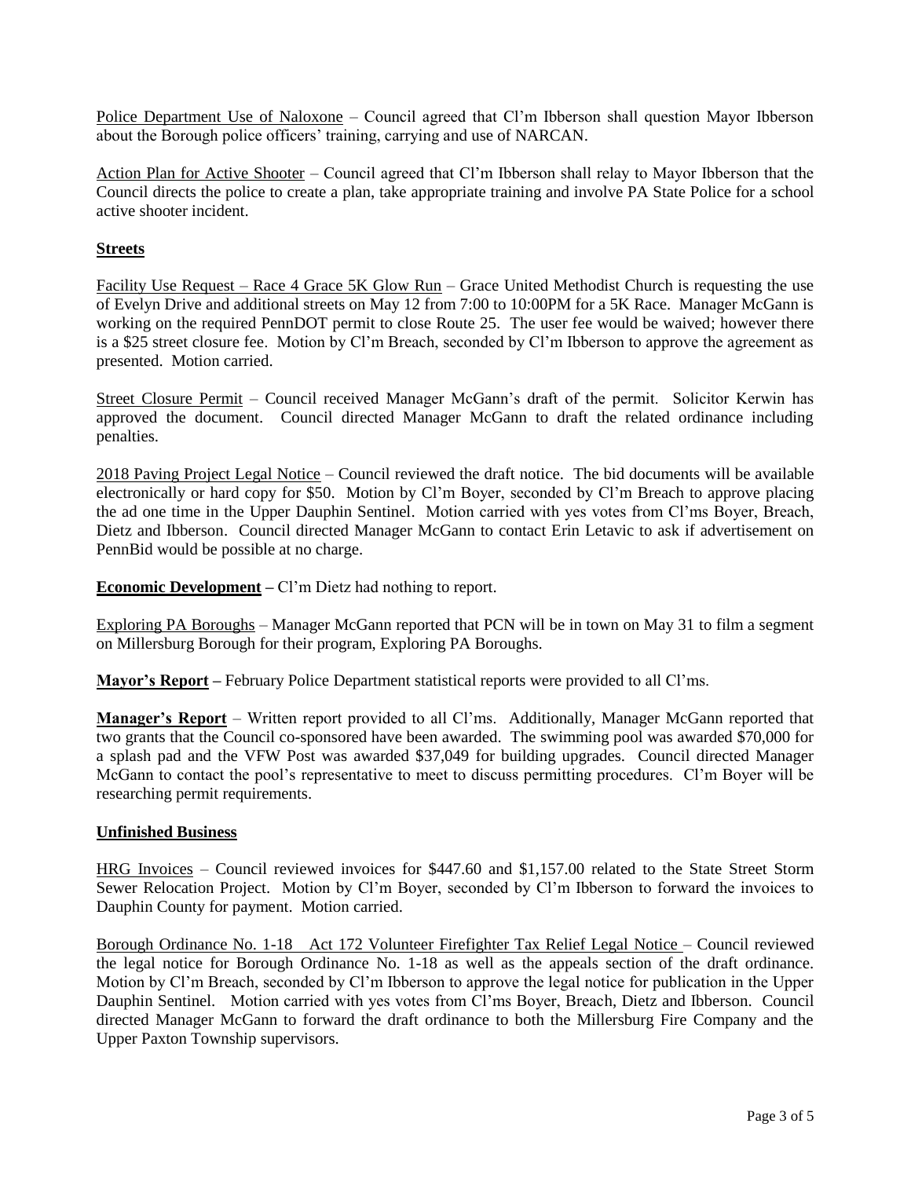Police Department Use of Naloxone – Council agreed that Cl'm Ibberson shall question Mayor Ibberson about the Borough police officers' training, carrying and use of NARCAN.

Action Plan for Active Shooter – Council agreed that Cl'm Ibberson shall relay to Mayor Ibberson that the Council directs the police to create a plan, take appropriate training and involve PA State Police for a school active shooter incident.

**Streets**

Facility Use Request – Race 4 Grace 5K Glow Run – Grace United Methodist Church is requesting the use of Evelyn Drive and additional streets on May 12 from 7:00 to 10:00PM for a 5K Race. Manager McGann is working on the required PennDOT permit to close Route 25. The user fee would be waived; however there is a $25 street closure fee. Motion by Cl'm Breach, seconded by Cl'm Ibberson to approve the agreement as presented. Motion carried.

Street Closure Permit – Council received Manager McGann's draft of the permit. Solicitor Kerwin has approved the document. Council directed Manager McGann to draft the related ordinance including penalties.

2018 Paving Project Legal Notice – Council reviewed the draft notice. The bid documents will be available electronically or hard copy for $50. Motion by Cl'm Boyer, seconded by Cl'm Breach to approve placing the ad one time in the Upper Dauphin Sentinel. Motion carried with yes votes from Cl'ms Boyer, Breach, Dietz and Ibberson. Council directed Manager McGann to contact Erin Letavic to ask if advertisement on PennBid would be possible at no charge.

**Economic Development –** Cl'm Dietz had nothing to report.

Exploring PA Boroughs – Manager McGann reported that PCN will be in town on May 31 to film a segment on Millersburg Borough for their program, Exploring PA Boroughs.

**Mayor's Report –** February Police Department statistical reports were provided to all Cl'ms.

**Manager's Report** – Written report provided to all Cl'ms. Additionally, Manager McGann reported that two grants that the Council co-sponsored have been awarded. The swimming pool was awarded $70,000 for a splash pad and the VFW Post was awarded $37,049 for building upgrades. Council directed Manager McGann to contact the pool's representative to meet to discuss permitting procedures. Cl'm Boyer will be researching permit requirements.

**Unfinished Business**

HRG Invoices – Council reviewed invoices for $447.60 and $1,157.00 related to the State Street Storm Sewer Relocation Project. Motion by Cl'm Boyer, seconded by Cl'm Ibberson to forward the invoices to Dauphin County for payment. Motion carried.

Borough Ordinance No. 1-18 Act 172 Volunteer Firefighter Tax Relief Legal Notice – Council reviewed the legal notice for Borough Ordinance No. 1-18 as well as the appeals section of the draft ordinance. Motion by Cl'm Breach, seconded by Cl'm Ibberson to approve the legal notice for publication in the Upper Dauphin Sentinel. Motion carried with yes votes from Cl'ms Boyer, Breach, Dietz and Ibberson. Council directed Manager McGann to forward the draft ordinance to both the Millersburg Fire Company and the Upper Paxton Township supervisors.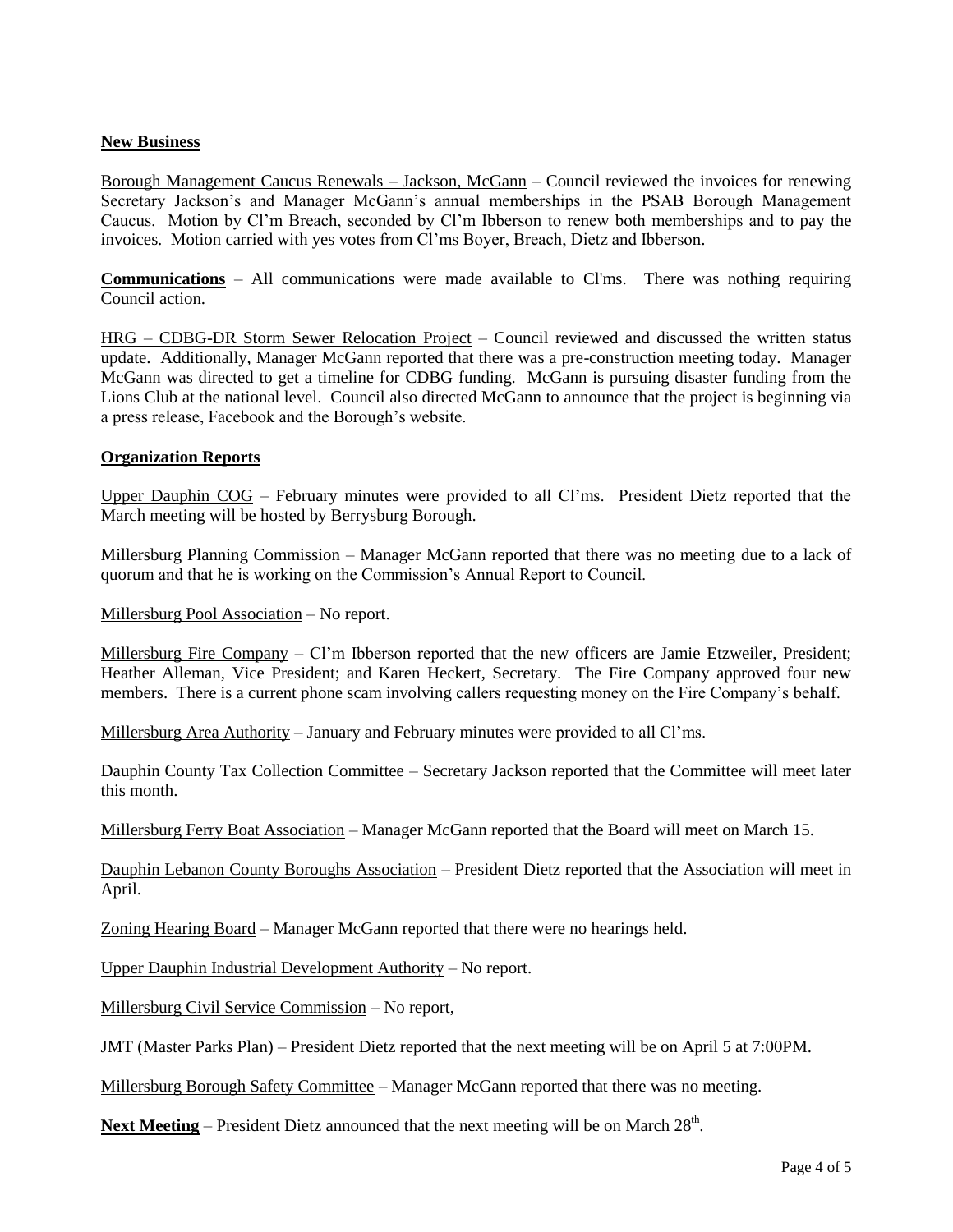**New Business**

Borough Management Caucus Renewals – Jackson, McGann – Council reviewed the invoices for renewing Secretary Jackson's and Manager McGann's annual memberships in the PSAB Borough Management Caucus. Motion by Cl'm Breach, seconded by Cl'm Ibberson to renew both memberships and to pay the invoices. Motion carried with yes votes from Cl'ms Boyer, Breach, Dietz and Ibberson.

**Communications** – All communications were made available to Cl'ms. There was nothing requiring Council action.

HRG – CDBG-DR Storm Sewer Relocation Project – Council reviewed and discussed the written status update. Additionally, Manager McGann reported that there was a pre-construction meeting today. Manager McGann was directed to get a timeline for CDBG funding. McGann is pursuing disaster funding from the Lions Club at the national level. Council also directed McGann to announce that the project is beginning via a press release, Facebook and the Borough's website.

**Organization Reports**

Upper Dauphin COG – February minutes were provided to all Cl'ms. President Dietz reported that the March meeting will be hosted by Berrysburg Borough.

Millersburg Planning Commission – Manager McGann reported that there was no meeting due to a lack of quorum and that he is working on the Commission's Annual Report to Council.

Millersburg Pool Association – No report.

Millersburg Fire Company – Cl'm Ibberson reported that the new officers are Jamie Etzweiler, President; Heather Alleman, Vice President; and Karen Heckert, Secretary. The Fire Company approved four new members. There is a current phone scam involving callers requesting money on the Fire Company's behalf.

Millersburg Area Authority – January and February minutes were provided to all Cl'ms.

Dauphin County Tax Collection Committee – Secretary Jackson reported that the Committee will meet later this month.

Millersburg Ferry Boat Association – Manager McGann reported that the Board will meet on March 15.

Dauphin Lebanon County Boroughs Association – President Dietz reported that the Association will meet in April.

Zoning Hearing Board – Manager McGann reported that there were no hearings held.

Upper Dauphin Industrial Development Authority – No report.

Millersburg Civil Service Commission – No report,

JMT (Master Parks Plan) – President Dietz reported that the next meeting will be on April 5 at 7:00PM.

Millersburg Borough Safety Committee – Manager McGann reported that there was no meeting.

**Next Meeting** – President Dietz announced that the next meeting will be on March 28th.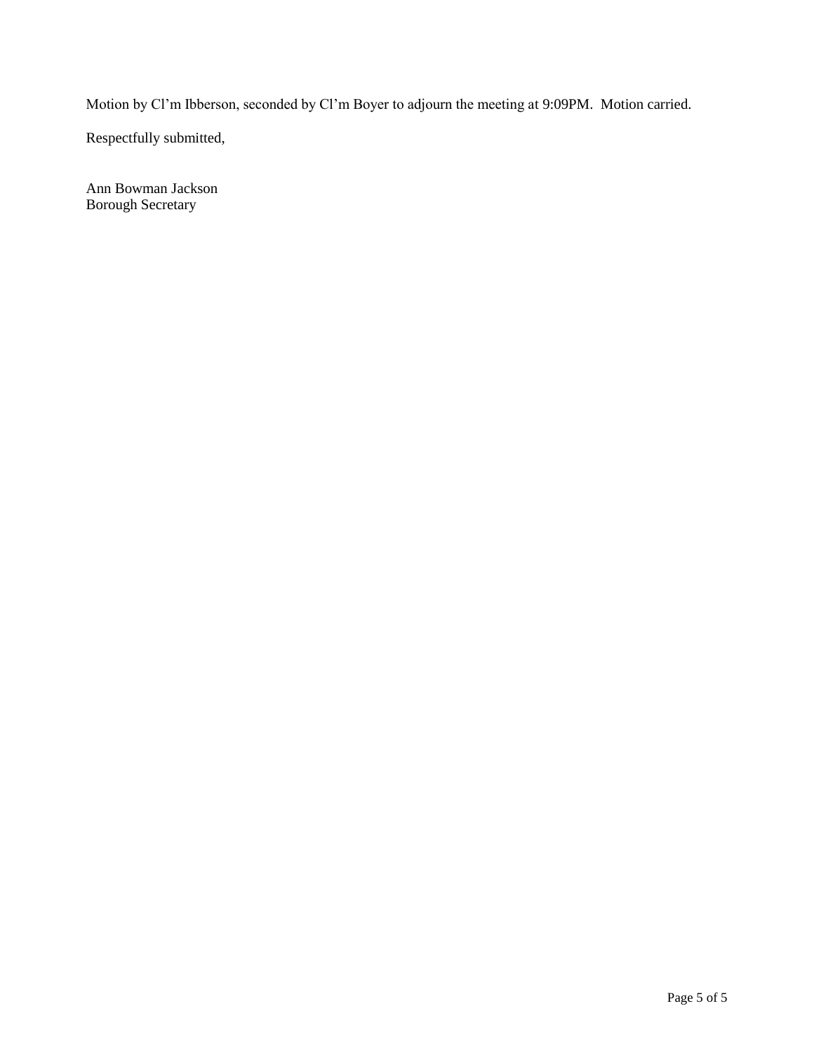Motion by Cl'm Ibberson, seconded by Cl'm Boyer to adjourn the meeting at 9:09PM. Motion carried.

Respectfully submitted,

Ann Bowman Jackson
Borough Secretary